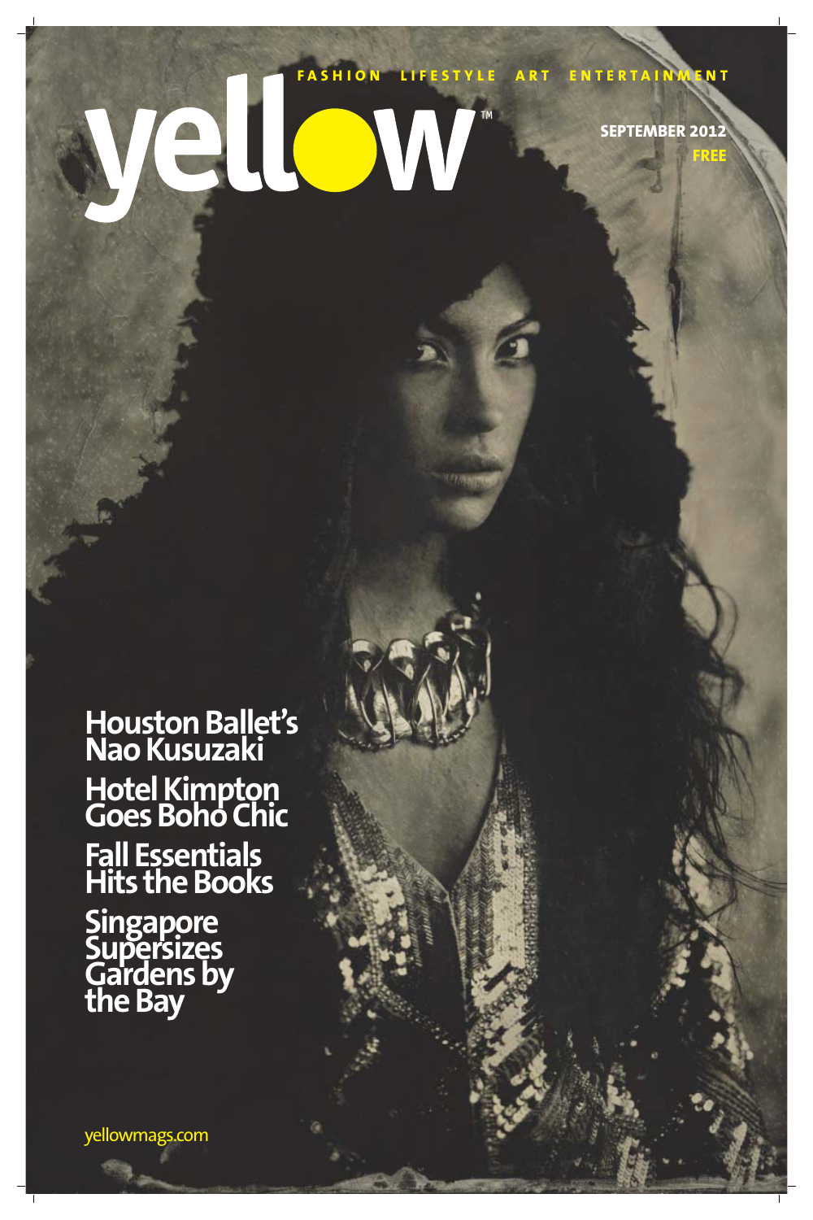FASHION LIFESTYLE ART ENTERTAINMENT

# yellow™

SEPTEMBER 2012

FREE

**Houston Ballet's Nao Kusuzaki**

**Hotel Kimpton Goes Boho Chic**

**Fall Essentials Hits the Books**

**Singapore Supersizes Gardens by the Bay**

yellowmags.com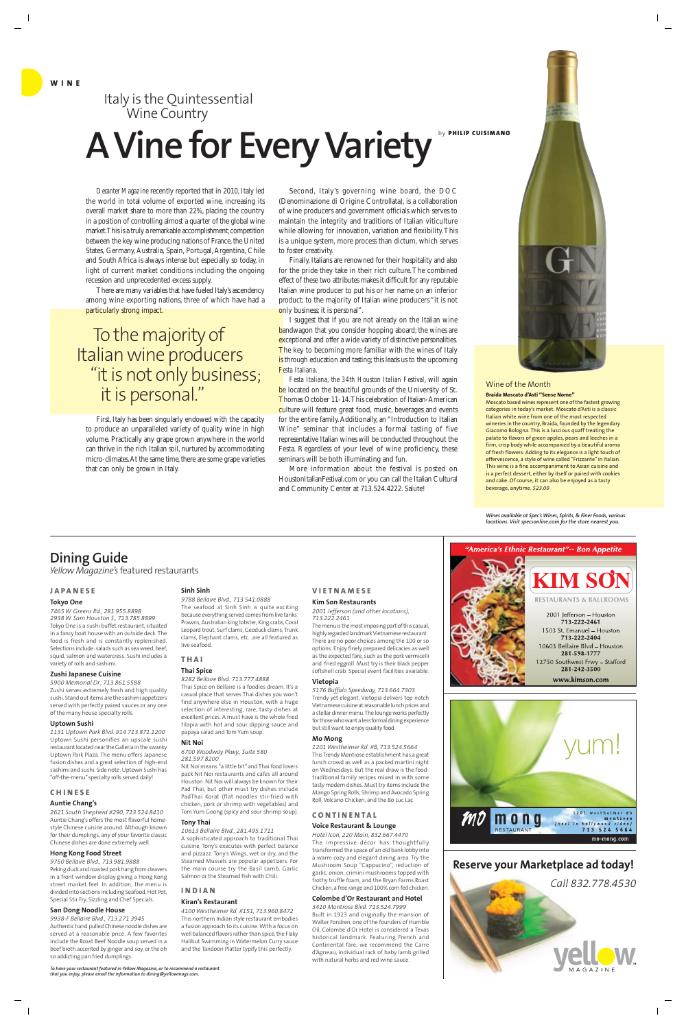WINE

# Italy is the Quintessential Wine Country

# A Vine for Every Variety

by **PHILIP CUISIMANO**

*Decanter Magazine* recently reported that in 2010, Italy led the world in total volume of exported wine, increasing its overall market share to more than 22%, placing the country in a position of controlling almost a quarter of the global wine market. This is a truly a remarkable accomplishment; competition between the key wine producing nations of France, the United States, Germany, Australia, Spain, Portugal, Argentina, Chile and South Africa is always intense but especially so today, in light of current market conditions including the ongoing recession and unprecedented excess supply.

There are many variables that have fueled Italy's ascendency among wine exporting nations, three of which have had a particularly strong impact.

> To the majority of Italian wine producers "it is not only business; it is personal."

First, Italy has been singularly endowed with the capacity to produce an unparalleled variety of quality wine in high volume. Practically any grape grown anywhere in the world can thrive in the rich Italian soil, nurtured by accommodating micro-climates. At the same time, there are some grape varieties that can only be grown in Italy.

Second, Italy's governing wine board, the DOC (Denominazione di Origine Controllata), is a collaboration of wine producers and government officials which serves to maintain the integrity and traditions of Italian viticulture while allowing for innovation, variation and flexibility. This is a unique system, more process than dictum, which serves to foster creativity.

Finally, Italians are renowned for their hospitality and also for the pride they take in their rich culture. The combined effect of these two attributes makes it difficult for any reputable Italian wine producer to put his or her name on an inferior product; to the majority of Italian wine producers "it is not only business; it is personal".

I suggest that if you are not already on the Italian wine bandwagon that you consider hopping aboard; the wines are exceptional and offer a wide variety of distinctive personalities. The key to becoming more familiar with the wines of Italy is through education and tasting; this leads us to the upcoming *Festa Italiana*.

*Festa Italiana, the 34th Houston Italian Festival*, will again be located on the beautiful grounds of the University of St. Thomas October 11-14. This celebration of Italian-American culture will feature great food, music, beverages and events for the entire family. Additionally, an "Introduction to Italian Wine" seminar that includes a formal tasting of five representative Italian wines will be conducted throughout the Festa. Regardless of your level of wine proficiency, these seminars will be both illuminating and fun.

More information about the festival is posted on HoustonItalianFestival.com or you can call the Italian Cultural and Community Center at 713.524.4222. Salute!

### Wine of the Month

**Braida Moscato d'Asti "Sense Nome"**

Moscato based wines represent one of the fastest growing categories in today's market. Moscato d'Asti is a classic Italian white wine from one of the most respected wineries in the country, Braida, founded by the legendary Giacomo Bologna. This is a luscious quaff treating the palate to flavors of green apples, pears and leeches in a firm, crisp body while accompanied by a beautiful aroma of fresh flowers. Adding to its elegance is a light touch of effervescence, a style of wine called "Frizzante" in Italian. This wine is a fine accompaniment to Asian cuisine and is a perfect dessert, either by itself or paired with cookies and cake. Of course, it can also be enjoyed as a tasty beverage, anytime. *$23.00*

*Wines available at Spec's Wines, Spirits, & Finer Foods, various locations. Visit specsonline.com for the store nearest you.*

## Dining Guide

*Yellow Magazine's* featured restaurants

### JAPANESE

**Tokyo One**
*7465 W. Greens Rd., 281.955.8898*
*2938 W. Sam Houston S., 713.785.8899*
Tokyo One is a sushi buffet restaurant, situated in a fancy boat house with an outside deck. The food is fresh and is constantly replenished. Selections include: salads such as sea weed, beef, squid, salmon and watercress. Sushi includes a variety of rolls and sashimi.

**Zushi Japanese Cuisine**
*5900 Memorial Dr., 713.861.5588*
Zushi serves extremely fresh and high quality sushi. Stand out items are the sashimi appetizers served with perfectly paired sauces or any one of the many house specialty rolls.

**Uptown Sushi**
*1131 Uptown Park Blvd. #14 713.871.1200*
Uptown Sushi personifies an upscale sushi restaurant located near the Galleria in the swanky Uptown Park Plaza. The menu offers Japanese fusion dishes and a great selection of high-end sashimi and sushi. Side note: Uptown Sushi has "off-the-menu" specialty rolls served daily!

### CHINESE

**Auntie Chang's**
*2621 South Shepherd #290, 713.524.8410*
Auntie Chang's offers the most flavorful home-style Chinese cuisine around. Although known for their dumplings, any of your favorite classic Chinese dishes are done extremely well.

**Hong Kong Food Street**
*9750 Bellaire Blvd., 713.981.9888*
Peking duck and roasted pork hang from cleavers in a front window display giving a Hong Kong street market feel. In addition, the menu is divided into sections including Seafood, Hot Pot, Special Stir Fry, Sizzling and Chef Specials.

**San Dong Noodle House**
*9938-F Bellaire Blvd., 713.271.3945*
Authentic hand pulled Chinese noodle dishes are served at a reasonable price. A few favorites include the Roast Beef Noodle soup served in a beef broth accented by ginger and soy, or the oh so addicting pan fried dumplings.

**Sinh Sinh**
*9788 Bellaire Blvd., 713.541.0888*
The seafood at Sinh Sinh is quite exciting because everything served comes from live tanks. Prawns, Australian king lobster, King crabs, Coral Leopard trout, Surf clams, Geoduck clams, Trunk clams, Elephant clams, etc...are all featured as live seafood.

### THAI

**Thai Spice**
*8282 Bellaire Blvd. 713.777.4888*
Thai Spice on Bellaire is a foodies dream. It's a casual place that serves Thai dishes you won't find anywhere else in Houston, with a huge selection of interesting, rare, tasty dishes at excellent prices. A must have is the whole fried tilapia with hot and sour dipping sauce and papaya salad and Tom Yum soup.

**Nit Noi**
*6700 Woodway Pkwy., Suite 580*
*281.597.8200*
Nit Noi means "a little bit" and Thai food lovers pack Nit Noi restaurants and cafes all around Houston. Nit Noi will always be known for their Pad Thai, but other must try dishes include PadThai Korat (flat noodles stir-fried with chicken, pork or shrimp with vegetables) and Tom Yum Goong (spicy and sour shrimp soup).

**Tony Thai**
*10613 Bellaire Blvd., 281.495.1711*
A sophisticated approach to traditional Thai cuisine, Tony's executes with perfect balance and pizzazz. Tony's Wings, wet or dry, and the Steamed Mussels are popular appetizers. For the main course try the Basil Lamb, Garlic Salmon or the Steamed Fish with Chili.

### INDIAN

**Kiran's Restaurant**
*4100 Westheimer Rd. #151, 713.960.8472*
This northern Indian style restaurant embodies a fusion approach to its cuisine. With a focus on well balanced flavors rather than spice, the Flaky Halibut Swimming in Watermelon Curry sauce and the Tandoori Platter typify this perfectly.

### VIETNAMESE

**Kim Son Restaurants**
*2001 Jefferson (and other locations),*
*713.222.2461*
The menu is the most imposing part of this casual, highly regarded landmark Vietnamese restaurant. There are no poor choices among the 100 or so options. Enjoy finely prepared delicacies as well as the expected fare, such as the pork vermicelli and fried eggroll. Must try is their black pepper softshell crab. Special event facilities available.

**Vietopia**
*5176 Buffalo Speedway, 713.664.7303*
Trendy yet elegant, Vietopia delivers top notch Vietnamese cuisine at reasonable lunch prices and a stellar dinner menu. The lounge works perfectly for those who want a less formal dining experience but still want to enjoy quality food.

**Mo Mong**
*1201 Westheimer Rd. #B, 713.524.5664*
This Trendy Montrose establishment has a great lunch crowd as well as a packed martini night on Wednesdays. But the real draw is the food-traditional family recipes mixed in with some tasty modern dishes. Must try items include the Mango Spring Rolls, Shrimp and Avocado Spring Roll, Volcano Chicken, and the Bo Luc Lac.

### CONTINENTAL

**Voice Restaurant & Lounge**
*Hotel Icon, 220 Main, 832.667.4470*
The impressive décor has thoughtfully transformed the space of an old bank lobby into a warm cozy and elegant dining area. Try the Mushroom Soup "Cappucino", reduction of garlic, onion, crimini mushrooms topped with frothy truffle foam, and the Bryan Farms Roast Chicken, a free range and 100% corn fed chicken.

**Colombe d'Or Restaurant and Hotel**
*3410 Montrose Blvd. 713.524.7999*
Built in 1923 and originally the mansion of Walter Fondren, one of the founders of Humble Oil, Colombe d'Or Hotel is considered a Texas historical landmark. Featuring French and Continental fare, we recommend the Carre d'Agneau, individual rack of baby lamb grilled with natural herbs and red wine sauce.

*To have your restaurant featured in Yellow Magazine, or to recommend a restaurant that you enjoy, please email the information to dining@yellowmags.com.*

"America's Ethnic Restaurant"-- Bon Appetite

**KIM SON**
RESTAURANTS & BALLROOMS

2001 Jefferson – Houston
**713-222-2461**
1503 St. Emanuel – Houston
**713-222-2404**
10603 Bellaire Blvd – Houston
**281-598-1777**
12750 Southwest Frwy – Stafford
**281-242-3500**
**www.kimson.com**

yum!

**mo mong** RESTAURANT
1201 westheimer #b
montrose
(next to hollywood video)
713 524 5664
mo-mong.com

## Reserve your Marketplace ad today!

*Call 832.778.4530*

yellow MAGAZINE